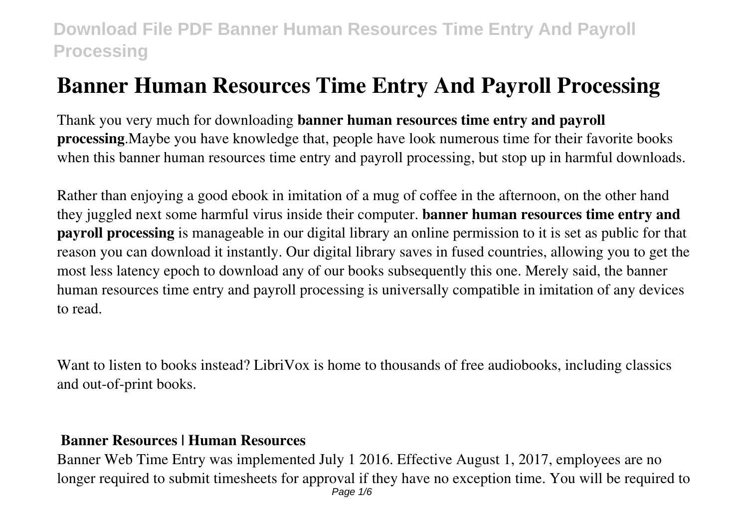# Banner Human Resources Time Entry And Payroll Processing

Thank you very much for downloading **banner human resources time entry and payroll processing**.Maybe you have knowledge that, people have look numerous time for their favorite books when this banner human resources time entry and payroll processing, but stop up in harmful downloads.

Rather than enjoying a good ebook in imitation of a mug of coffee in the afternoon, on the other hand they juggled next some harmful virus inside their computer. **banner human resources time entry and payroll processing** is manageable in our digital library an online permission to it is set as public for that reason you can download it instantly. Our digital library saves in fused countries, allowing you to get the most less latency epoch to download any of our books subsequently this one. Merely said, the banner human resources time entry and payroll processing is universally compatible in imitation of any devices to read.

Want to listen to books instead? LibriVox is home to thousands of free audiobooks, including classics and out-of-print books.

## Banner Resources | Human Resources

Banner Web Time Entry was implemented July 1 2016. Effective August 1, 2017, employees are no longer required to submit timesheets for approval if they have no exception time. You will be required to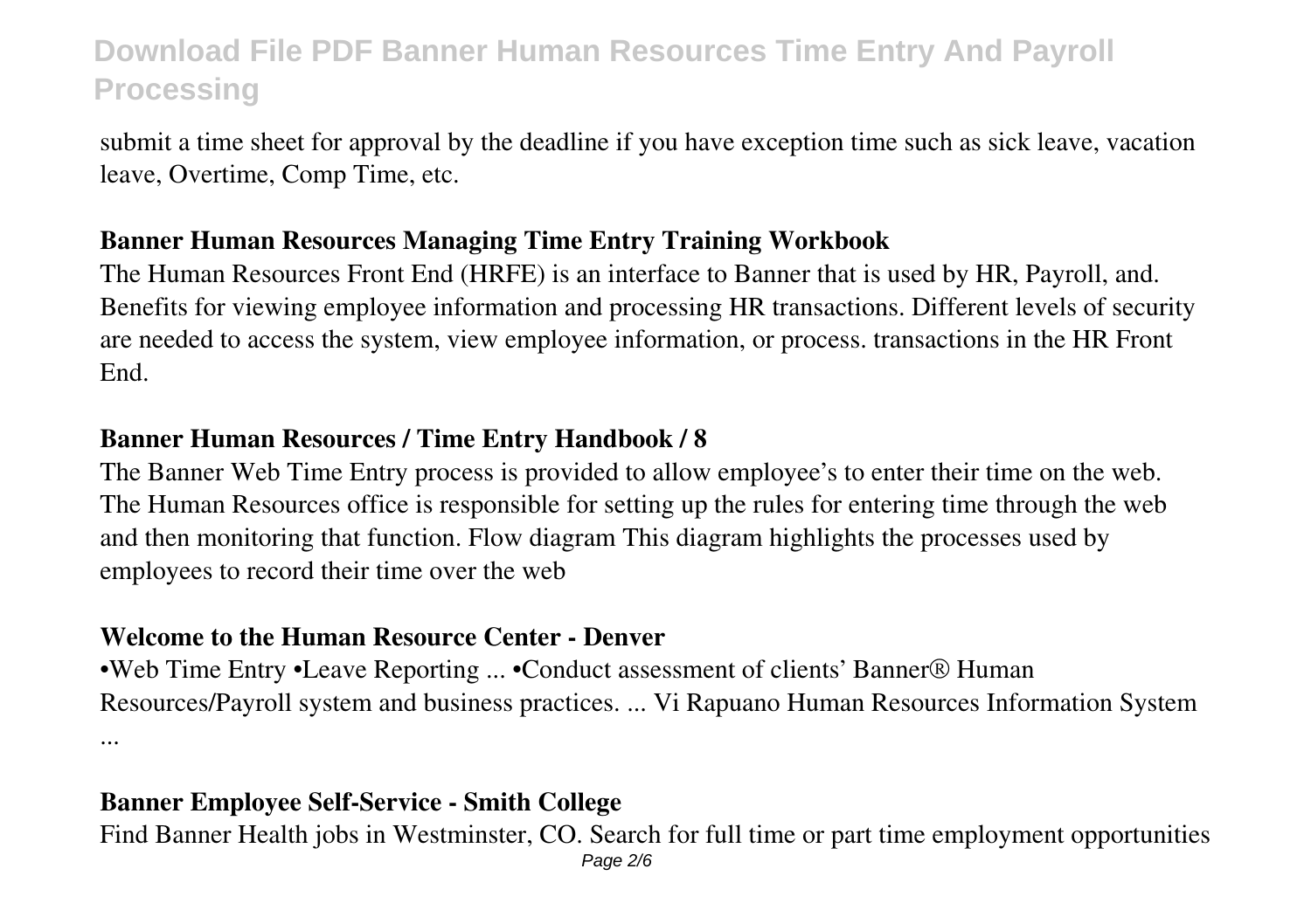submit a time sheet for approval by the deadline if you have exception time such as sick leave, vacation leave, Overtime, Comp Time, etc.

### Banner Human Resources Managing Time Entry Training Workbook

The Human Resources Front End (HRFE) is an interface to Banner that is used by HR, Payroll, and. Benefits for viewing employee information and processing HR transactions. Different levels of security are needed to access the system, view employee information, or process. transactions in the HR Front End.

### Banner Human Resources / Time Entry Handbook / 8

The Banner Web Time Entry process is provided to allow employee's to enter their time on the web. The Human Resources office is responsible for setting up the rules for entering time through the web and then monitoring that function. Flow diagram This diagram highlights the processes used by employees to record their time over the web

### Welcome to the Human Resource Center - Denver

•Web Time Entry •Leave Reporting ... •Conduct assessment of clients' Banner® Human Resources/Payroll system and business practices. ... Vi Rapuano Human Resources Information System ...

### Banner Employee Self-Service - Smith College

Find Banner Health jobs in Westminster, CO. Search for full time or part time employment opportunities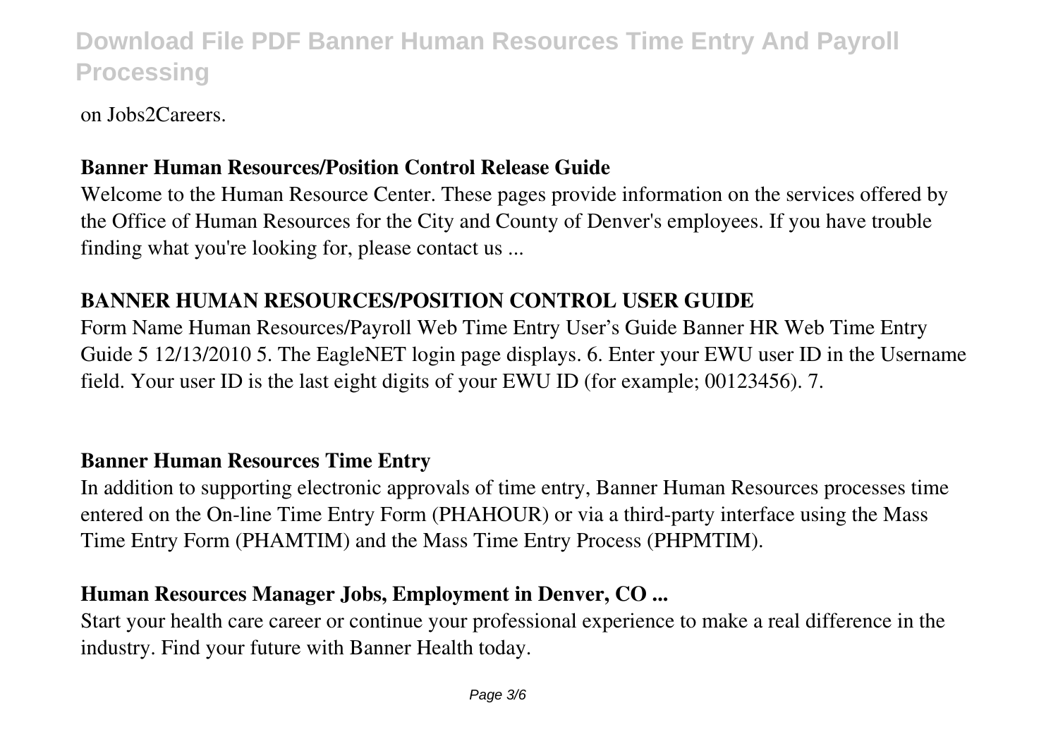on Jobs2Careers.

**Banner Human Resources/Position Control Release Guide**

Welcome to the Human Resource Center. These pages provide information on the services offered by the Office of Human Resources for the City and County of Denver's employees. If you have trouble finding what you're looking for, please contact us ...

**BANNER HUMAN RESOURCES/POSITION CONTROL USER GUIDE**

Form Name Human Resources/Payroll Web Time Entry User's Guide Banner HR Web Time Entry Guide 5 12/13/2010 5. The EagleNET login page displays. 6. Enter your EWU user ID in the Username field. Your user ID is the last eight digits of your EWU ID (for example; 00123456). 7.

**Banner Human Resources Time Entry**

In addition to supporting electronic approvals of time entry, Banner Human Resources processes time entered on the On-line Time Entry Form (PHAHOUR) or via a third-party interface using the Mass Time Entry Form (PHAMTIM) and the Mass Time Entry Process (PHPMTIM).

**Human Resources Manager Jobs, Employment in Denver, CO ...**

Start your health care career or continue your professional experience to make a real difference in the industry. Find your future with Banner Health today.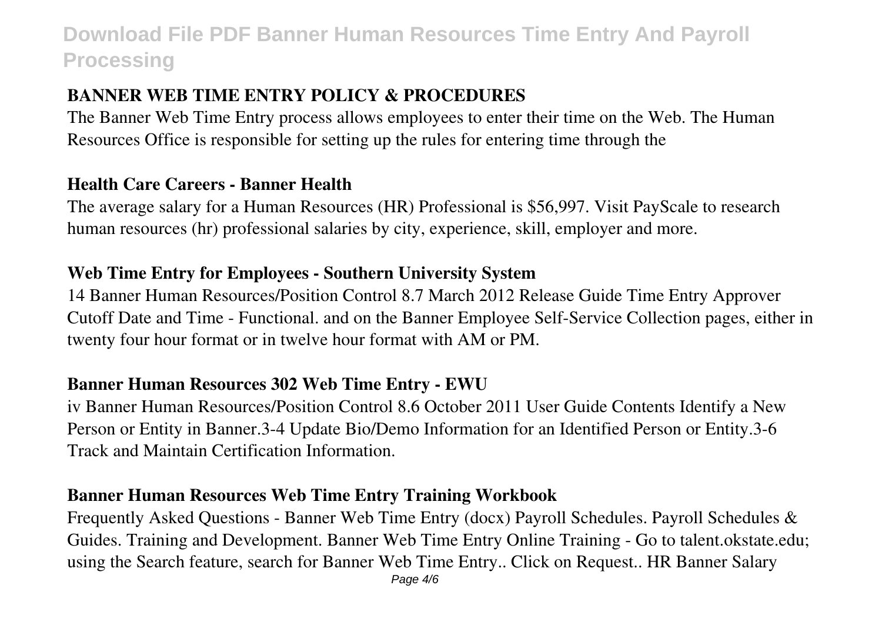### BANNER WEB TIME ENTRY POLICY & PROCEDURES

The Banner Web Time Entry process allows employees to enter their time on the Web. The Human Resources Office is responsible for setting up the rules for entering time through the

### Health Care Careers - Banner Health

The average salary for a Human Resources (HR) Professional is $56,997. Visit PayScale to research human resources (hr) professional salaries by city, experience, skill, employer and more.

### Web Time Entry for Employees - Southern University System

14 Banner Human Resources/Position Control 8.7 March 2012 Release Guide Time Entry Approver Cutoff Date and Time - Functional. and on the Banner Employee Self-Service Collection pages, either in twenty four hour format or in twelve hour format with AM or PM.

### Banner Human Resources 302 Web Time Entry - EWU

iv Banner Human Resources/Position Control 8.6 October 2011 User Guide Contents Identify a New Person or Entity in Banner.3-4 Update Bio/Demo Information for an Identified Person or Entity.3-6 Track and Maintain Certification Information.

### Banner Human Resources Web Time Entry Training Workbook

Frequently Asked Questions - Banner Web Time Entry (docx) Payroll Schedules. Payroll Schedules & Guides. Training and Development. Banner Web Time Entry Online Training - Go to talent.okstate.edu; using the Search feature, search for Banner Web Time Entry.. Click on Request.. HR Banner Salary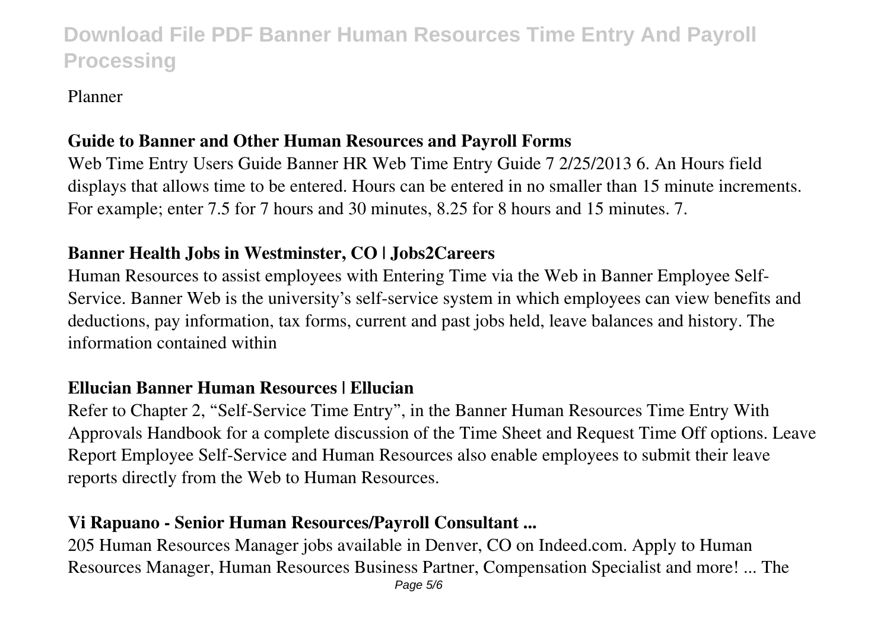Planner

### Guide to Banner and Other Human Resources and Payroll Forms

Web Time Entry Users Guide Banner HR Web Time Entry Guide 7 2/25/2013 6. An Hours field displays that allows time to be entered. Hours can be entered in no smaller than 15 minute increments. For example; enter 7.5 for 7 hours and 30 minutes, 8.25 for 8 hours and 15 minutes. 7.

### Banner Health Jobs in Westminster, CO | Jobs2Careers

Human Resources to assist employees with Entering Time via the Web in Banner Employee Self-Service. Banner Web is the university's self-service system in which employees can view benefits and deductions, pay information, tax forms, current and past jobs held, leave balances and history. The information contained within

### Ellucian Banner Human Resources | Ellucian

Refer to Chapter 2, "Self-Service Time Entry", in the Banner Human Resources Time Entry With Approvals Handbook for a complete discussion of the Time Sheet and Request Time Off options. Leave Report Employee Self-Service and Human Resources also enable employees to submit their leave reports directly from the Web to Human Resources.

### Vi Rapuano - Senior Human Resources/Payroll Consultant ...

205 Human Resources Manager jobs available in Denver, CO on Indeed.com. Apply to Human Resources Manager, Human Resources Business Partner, Compensation Specialist and more! ... The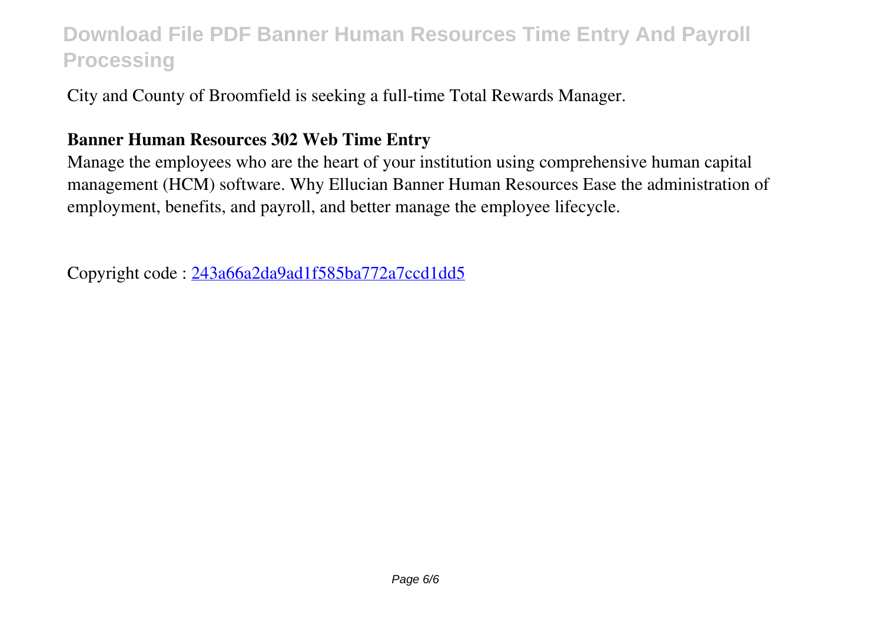City and County of Broomfield is seeking a full-time Total Rewards Manager.

**Banner Human Resources 302 Web Time Entry**

Manage the employees who are the heart of your institution using comprehensive human capital management (HCM) software. Why Ellucian Banner Human Resources Ease the administration of employment, benefits, and payroll, and better manage the employee lifecycle.

Copyright code : 243a66a2da9ad1f585ba772a7ccd1dd5